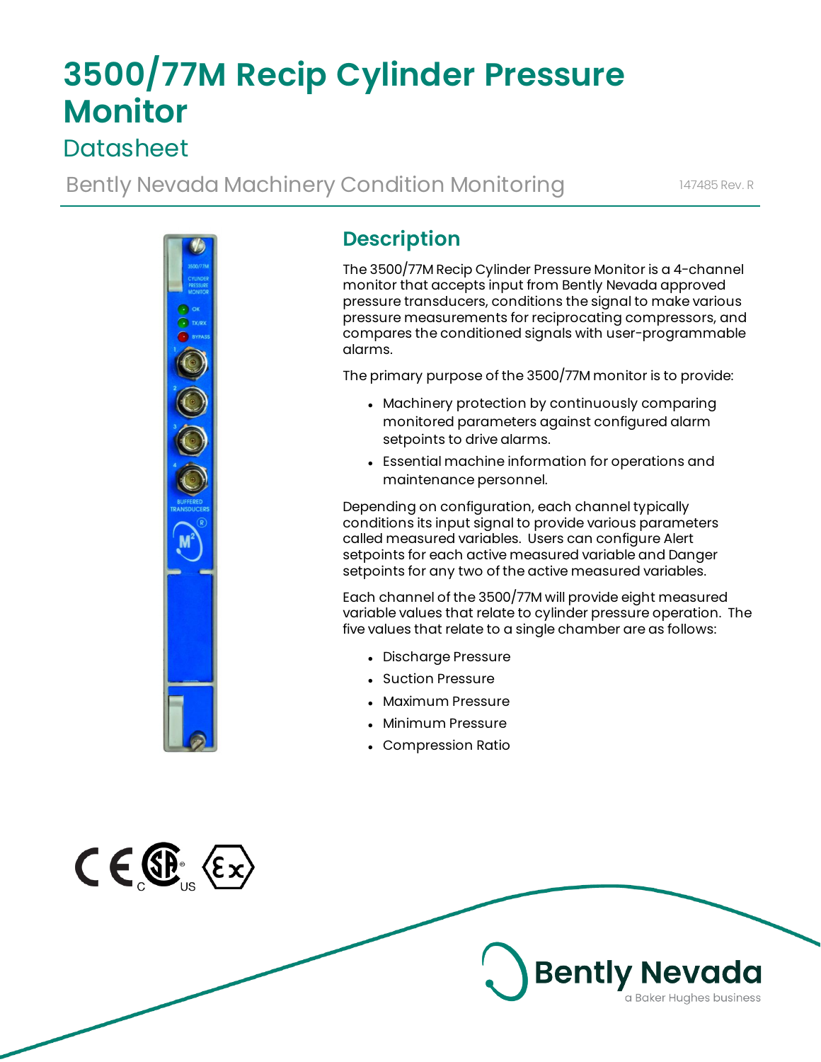# 3500/77M Recip Cylinder Pressure Monitor

## Datasheet

Bently Nevada Machinery Condition Monitoring

147485 Rev. R

## Description

The 3500/77M Recip Cylinder Pressure Monitor is a 4-channel monitor that accepts input from Bently Nevada approved pressure transducers, conditions the signal to make various pressure measurements for reciprocating compressors, and compares the conditioned signals with user-programmable alarms.

The primary purpose of the 3500/77M monitor is to provide:

- Machinery protection by continuously comparing monitored parameters against configured alarm setpoints to drive alarms.
- Essential machine information for operations and maintenance personnel.

Depending on configuration, each channel typically conditions its input signal to provide various parameters called measured variables. Users can configure Alert setpoints for each active measured variable and Danger setpoints for any two of the active measured variables.

Each channel of the 3500/77M will provide eight measured variable values that relate to cylinder pressure operation. The five values that relate to a single chamber are as follows:

- Discharge Pressure
- Suction Pressure
- Maximum Pressure
- Minimum Pressure
- Compression Ratio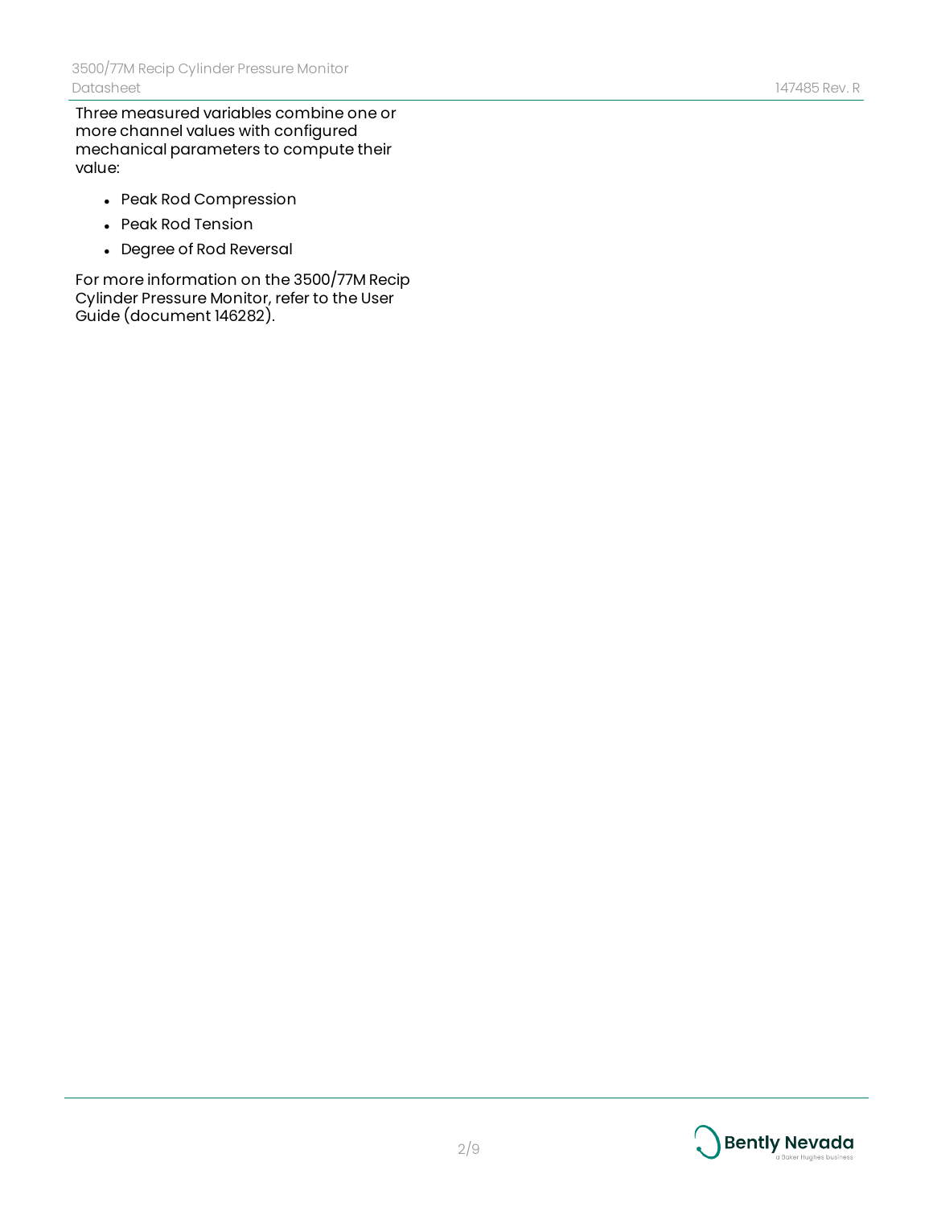Three measured variables combine one or more channel values with configured mechanical parameters to compute their value:

- Peak Rod Compression
- Peak Rod Tension
- Degree of Rod Reversal

For more information on the 3500/77M Recip Cylinder Pressure Monitor, refer to the User Guide (document 146282).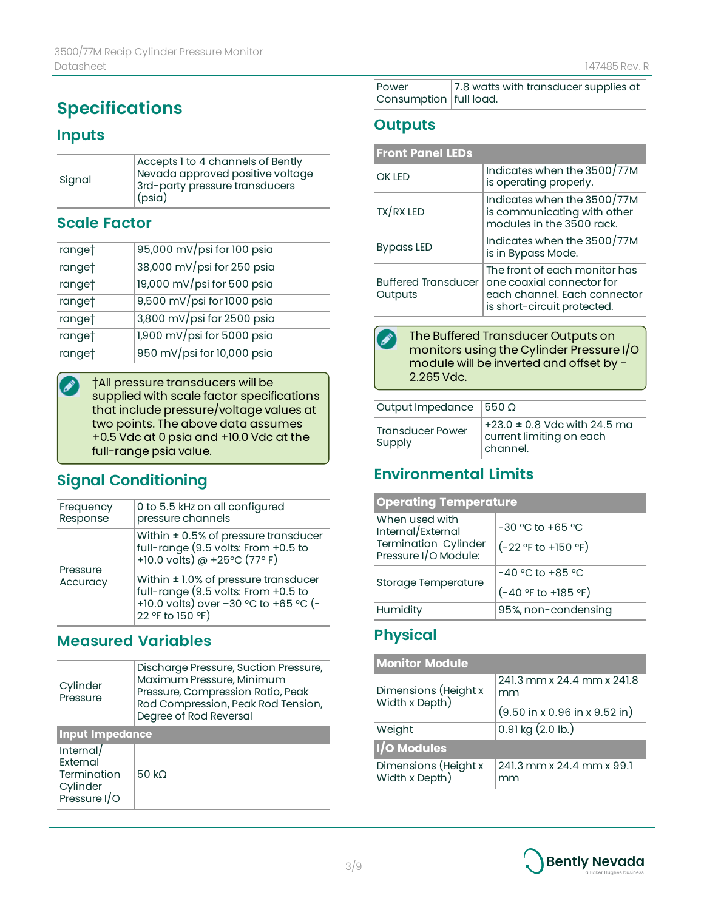# Specifications

## Inputs

| | |
|---|---|
| Signal | Accepts 1 to 4 channels of Bently Nevada approved positive voltage 3rd-party pressure transducers (psia) |

## Scale Factor

| | |
|---|---|
| range† | 95,000 mV/psi for 100 psia |
| range† | 38,000 mV/psi for 250 psia |
| range† | 19,000 mV/psi for 500 psia |
| range† | 9,500 mV/psi for 1000 psia |
| range† | 3,800 mV/psi for 2500 psia |
| range† | 1,900 mV/psi for 5000 psia |
| range† | 950 mV/psi for 10,000 psia |

†All pressure transducers will be supplied with scale factor specifications that include pressure/voltage values at two points. The above data assumes +0.5 Vdc at 0 psia and +10.0 Vdc at the full-range psia value.

## Signal Conditioning

| | |
|---|---|
| Frequency Response | 0 to 5.5 kHz on all configured pressure channels |
| Pressure Accuracy | Within ± 0.5% of pressure transducer full-range (9.5 volts: From +0.5 to +10.0 volts) @ +25°C (77° F)<br><br>Within ± 1.0% of pressure transducer full-range (9.5 volts: From +0.5 to +10.0 volts) over −30 °C to +65 °C (-22 °F to 150 °F) |

## Measured Variables

| | |
|---|---|
| Cylinder Pressure | Discharge Pressure, Suction Pressure, Maximum Pressure, Minimum Pressure, Compression Ratio, Peak Rod Compression, Peak Rod Tension, Degree of Rod Reversal |
| **Input Impedance** | |
| Internal/ External Termination Cylinder Pressure I/O | 50 kΩ |

| | |
|---|---|
| Power Consumption | 7.8 watts with transducer supplies at full load. |

## Outputs

| Front Panel LEDs | |
|---|---|
| OK LED | Indicates when the 3500/77M is operating properly. |
| TX/RX LED | Indicates when the 3500/77M is communicating with other modules in the 3500 rack. |
| Bypass LED | Indicates when the 3500/77M is in Bypass Mode. |
| Buffered Transducer Outputs | The front of each monitor has one coaxial connector for each channel. Each connector is short-circuit protected. |

The Buffered Transducer Outputs on monitors using the Cylinder Pressure I/O module will be inverted and offset by -2.265 Vdc.

| | |
|---|---|
| Output Impedance | 550 Ω |
| Transducer Power Supply | +23.0 ± 0.8 Vdc with 24.5 ma current limiting on each channel. |

## Environmental Limits

| Operating Temperature | |
|---|---|
| When used with Internal/External Termination Cylinder Pressure I/O Module: | -30 °C to +65 °C<br><br>(-22 °F to +150 °F) |
| Storage Temperature | -40 °C to +85 °C<br><br>(-40 °F to +185 °F) |
| Humidity | 95%, non-condensing |

## Physical

| Monitor Module | |
|---|---|
| Dimensions (Height x Width x Depth) | 241.3 mm x 24.4 mm x 241.8 mm<br><br>(9.50 in x 0.96 in x 9.52 in) |
| Weight | 0.91 kg (2.0 lb.) |
| **I/O Modules** | |
| Dimensions (Height x Width x Depth) | 241.3 mm x 24.4 mm x 99.1 mm |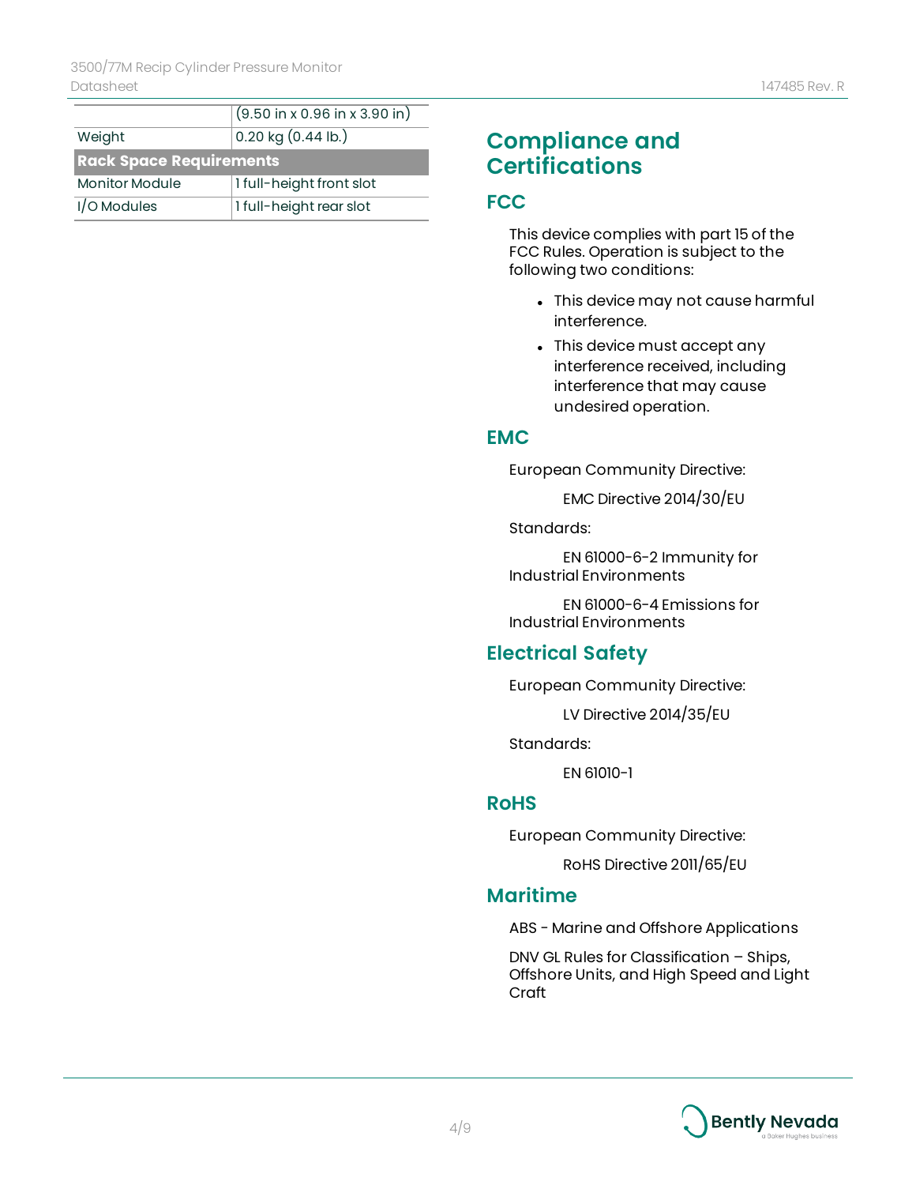| | (9.50 in x 0.96 in x 3.90 in) |
|---|---|
| Weight | 0.20 kg (0.44 lb.) |
| **Rack Space Requirements** | |
| Monitor Module | 1 full-height front slot |
| I/O Modules | 1 full-height rear slot |

# Compliance and Certifications

## FCC

This device complies with part 15 of the FCC Rules. Operation is subject to the following two conditions:

- This device may not cause harmful interference.
- This device must accept any interference received, including interference that may cause undesired operation.

## EMC

European Community Directive:

EMC Directive 2014/30/EU

Standards:

EN 61000-6-2 Immunity for Industrial Environments

EN 61000-6-4 Emissions for Industrial Environments

## Electrical Safety

European Community Directive:

LV Directive 2014/35/EU

Standards:

EN 61010-1

## RoHS

European Community Directive:

RoHS Directive 2011/65/EU

## Maritime

ABS - Marine and Offshore Applications

DNV GL Rules for Classification – Ships, Offshore Units, and High Speed and Light Craft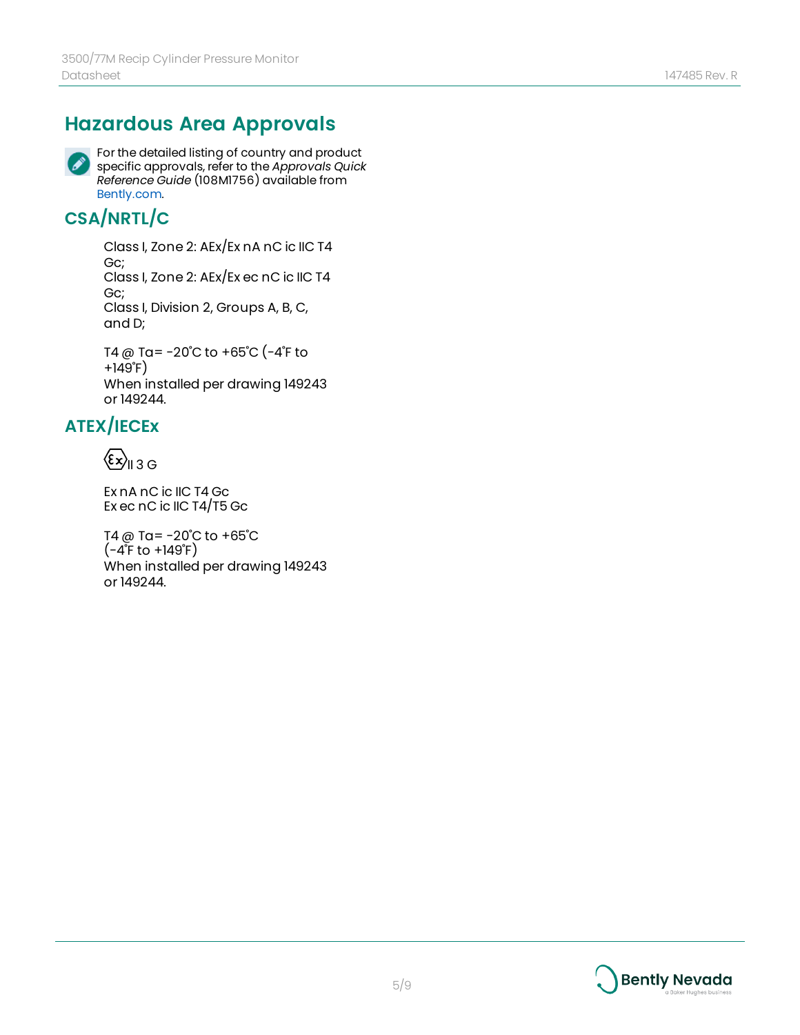# Hazardous Area Approvals

For the detailed listing of country and product specific approvals, refer to the *Approvals Quick Reference Guide* (108M1756) available from Bently.com.

## CSA/NRTL/C

Class I, Zone 2: AEx/Ex nA nC ic IIC T4 Gc;
Class I, Zone 2: AEx/Ex ec nC ic IIC T4 Gc;
Class I, Division 2, Groups A, B, C, and D;

T4 @ Ta= -20˚C to +65˚C (-4˚F to +149˚F)
When installed per drawing 149243 or 149244.

## ATEX/IECEx

Ex II 3 G

Ex nA nC ic IIC T4 Gc
Ex ec nC ic IIC T4/T5 Gc

T4 @ Ta= -20˚C to +65˚C (-4˚F to +149˚F)
When installed per drawing 149243 or 149244.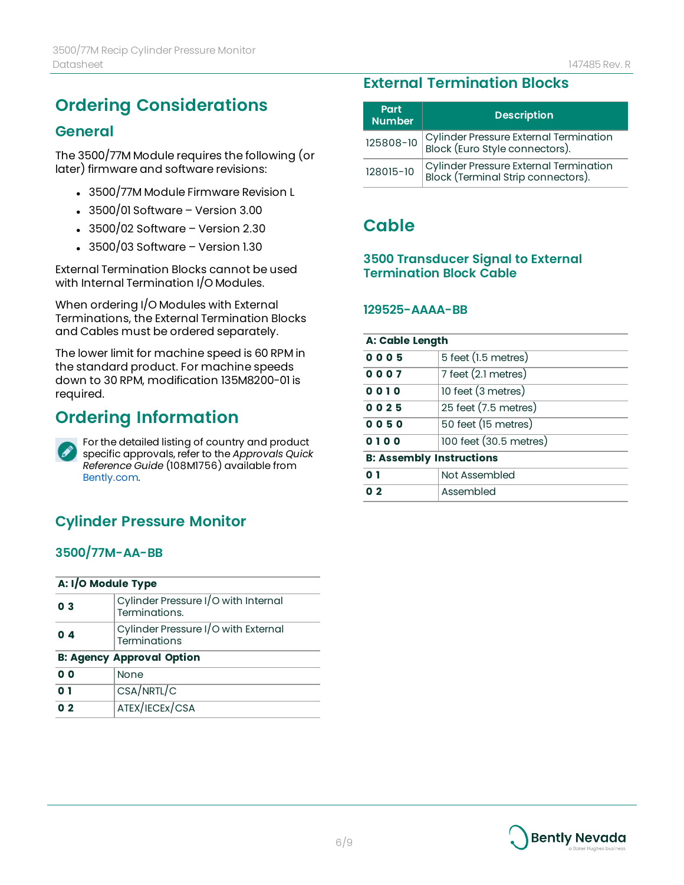# Ordering Considerations

## General

The 3500/77M Module requires the following (or later) firmware and software revisions:

- 3500/77M Module Firmware Revision L
- 3500/01 Software – Version 3.00
- 3500/02 Software – Version 2.30
- 3500/03 Software – Version 1.30

External Termination Blocks cannot be used with Internal Termination I/O Modules.

When ordering I/O Modules with External Terminations, the External Termination Blocks and Cables must be ordered separately.

The lower limit for machine speed is 60 RPM in the standard product. For machine speeds down to 30 RPM, modification 135M8200-01 is required.

# Ordering Information

For the detailed listing of country and product specific approvals, refer to the *Approvals Quick Reference Guide* (108M1756) available from Bently.com.

## Cylinder Pressure Monitor

### 3500/77M-AA-BB

| **A: I/O Module Type** | |
|---|---|
| **0 3** | Cylinder Pressure I/O with Internal Terminations. |
| **0 4** | Cylinder Pressure I/O with External Terminations |
| **B: Agency Approval Option** | |
| **0 0** | None |
| **0 1** | CSA/NRTL/C |
| **0 2** | ATEX/IECEx/CSA |

## External Termination Blocks

| Part Number | Description |
|---|---|
| 125808-10 | Cylinder Pressure External Termination Block (Euro Style connectors). |
| 128015-10 | Cylinder Pressure External Termination Block (Terminal Strip connectors). |

# Cable

## 3500 Transducer Signal to External Termination Block Cable

### 129525-AAAA-BB

| **A: Cable Length** | |
|---|---|
| **0 0 0 5** | 5 feet (1.5 metres) |
| **0 0 0 7** | 7 feet (2.1 metres) |
| **0 0 1 0** | 10 feet (3 metres) |
| **0 0 2 5** | 25 feet (7.5 metres) |
| **0 0 5 0** | 50 feet (15 metres) |
| **0 1 0 0** | 100 feet (30.5 metres) |
| **B: Assembly Instructions** | |
| **0 1** | Not Assembled |
| **0 2** | Assembled |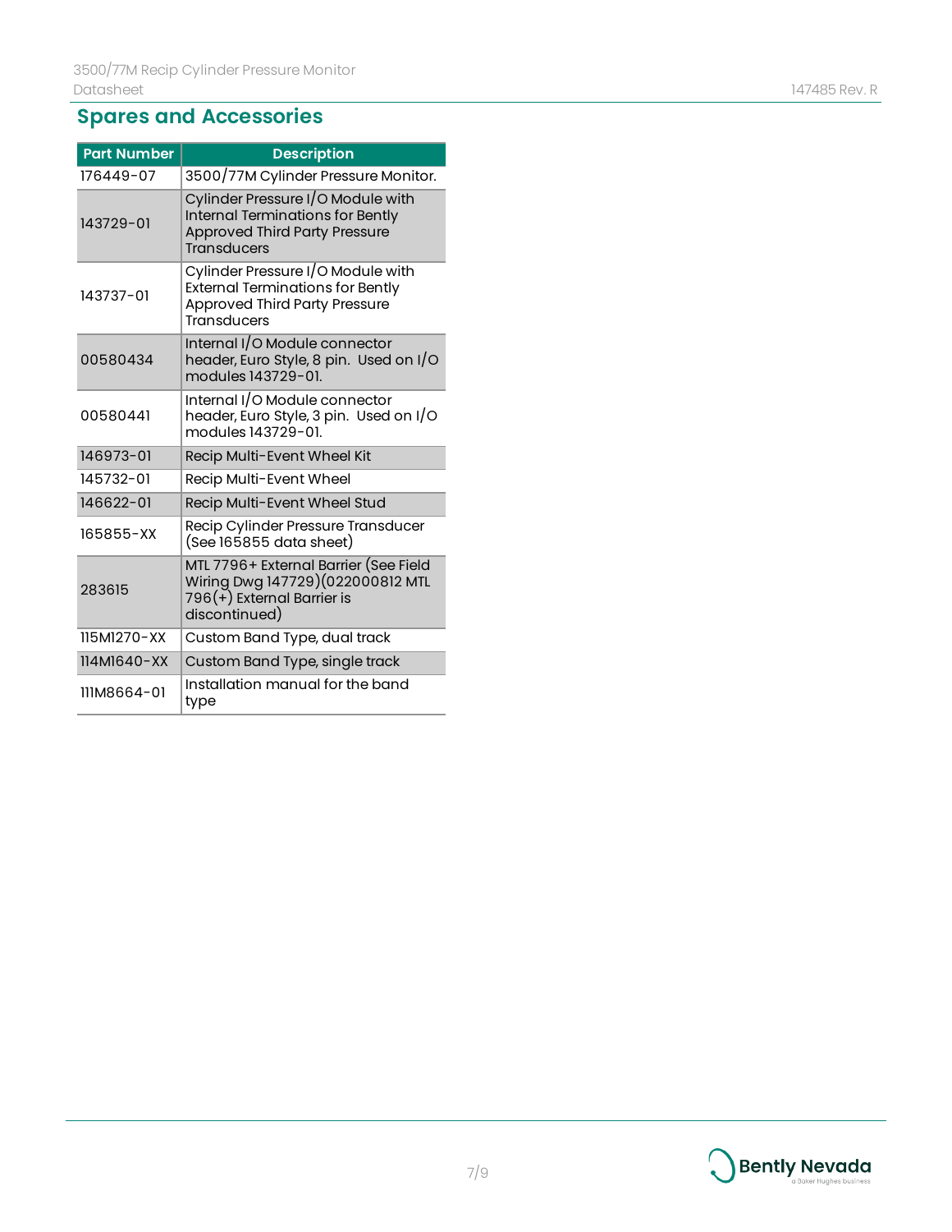## Spares and Accessories

| Part Number | Description |
|---|---|
| 176449-07 | 3500/77M Cylinder Pressure Monitor. |
| 143729-01 | Cylinder Pressure I/O Module with Internal Terminations for Bently Approved Third Party Pressure Transducers |
| 143737-01 | Cylinder Pressure I/O Module with External Terminations for Bently Approved Third Party Pressure Transducers |
| 00580434 | Internal I/O Module connector header, Euro Style, 8 pin. Used on I/O modules 143729-01. |
| 00580441 | Internal I/O Module connector header, Euro Style, 3 pin. Used on I/O modules 143729-01. |
| 146973-01 | Recip Multi-Event Wheel Kit |
| 145732-01 | Recip Multi-Event Wheel |
| 146622-01 | Recip Multi-Event Wheel Stud |
| 165855-XX | Recip Cylinder Pressure Transducer (See 165855 data sheet) |
| 283615 | MTL 7796+ External Barrier (See Field Wiring Dwg 147729)(022000812 MTL 796(+) External Barrier is discontinued) |
| 115M1270-XX | Custom Band Type, dual track |
| 114M1640-XX | Custom Band Type, single track |
| 111M8664-01 | Installation manual for the band type |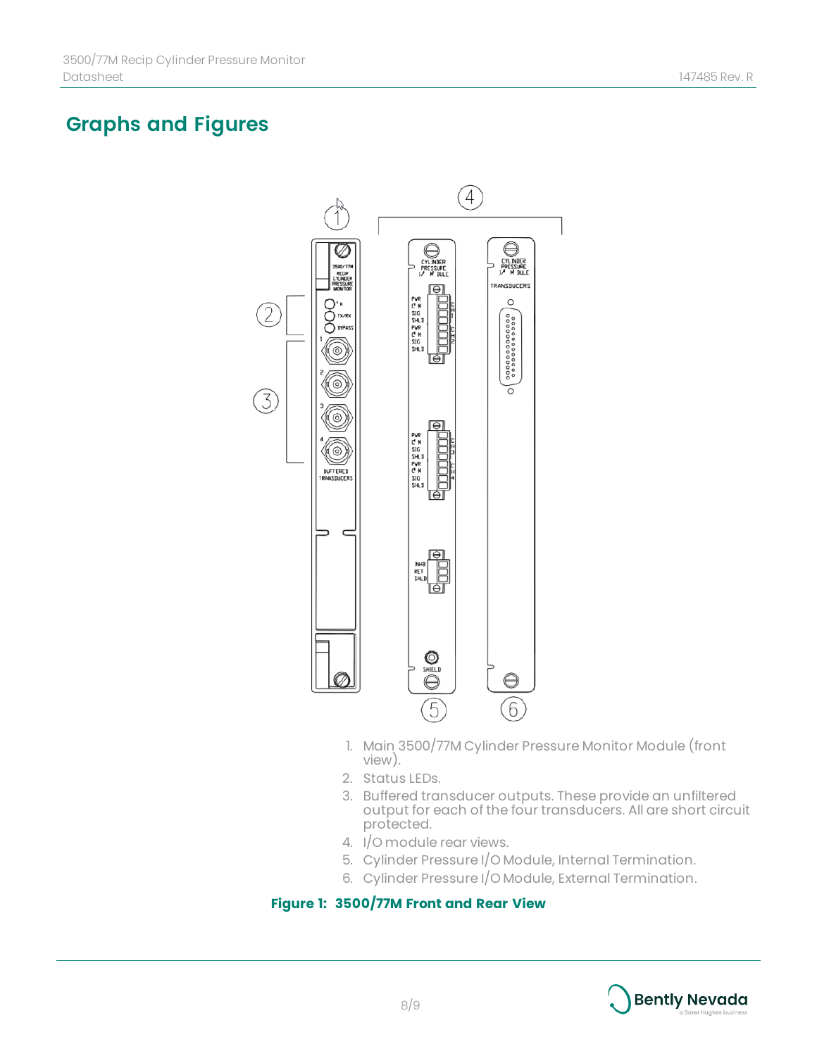## Graphs and Figures

1. Main 3500/77M Cylinder Pressure Monitor Module (front view).
2. Status LEDs.
3. Buffered transducer outputs. These provide an unfiltered output for each of the four transducers. All are short circuit protected.
4. I/O module rear views.
5. Cylinder Pressure I/O Module, Internal Termination.
6. Cylinder Pressure I/O Module, External Termination.

**Figure 1: 3500/77M Front and Rear View**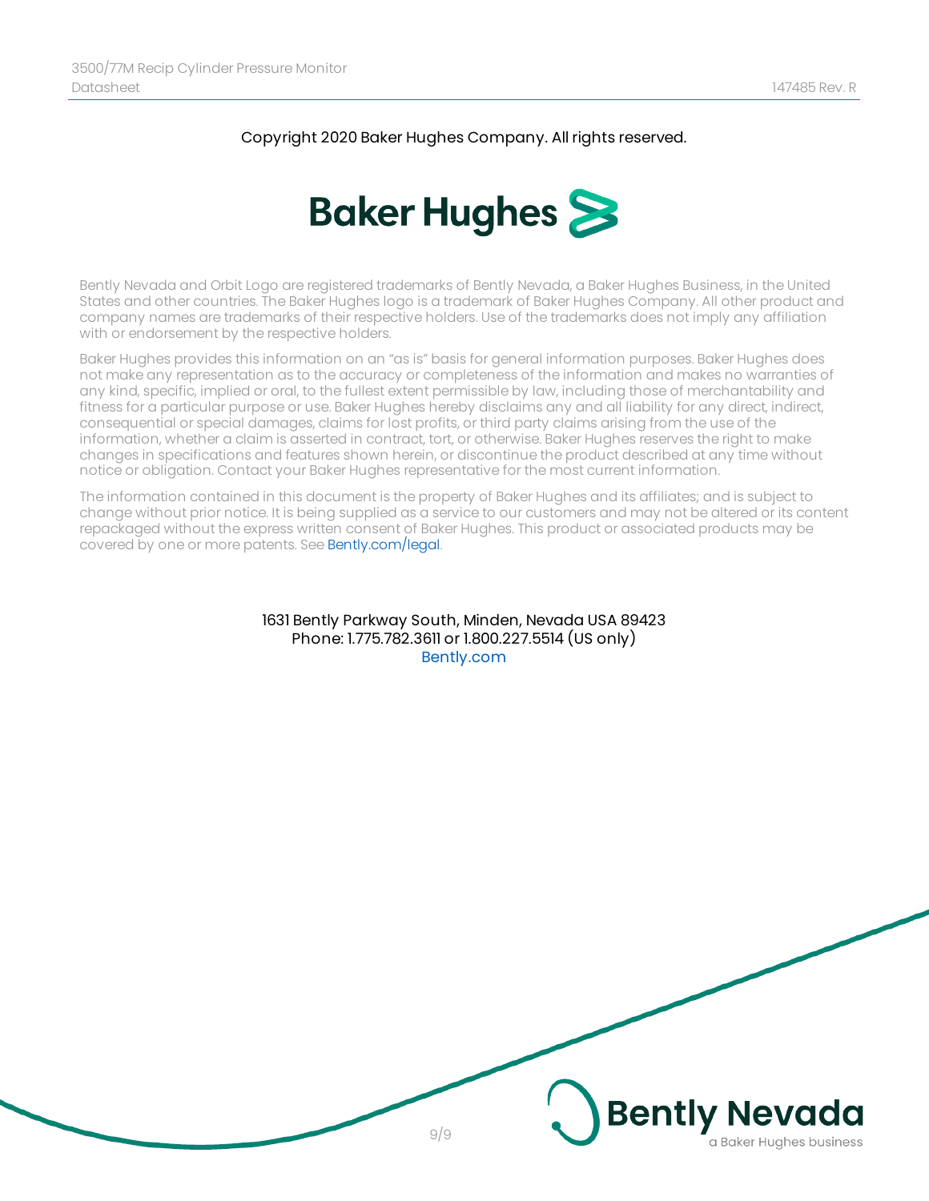Copyright 2020 Baker Hughes Company. All rights reserved.

Baker Hughes

Bently Nevada and Orbit Logo are registered trademarks of Bently Nevada, a Baker Hughes Business, in the United States and other countries. The Baker Hughes logo is a trademark of Baker Hughes Company. All other product and company names are trademarks of their respective holders. Use of the trademarks does not imply any affiliation with or endorsement by the respective holders.

Baker Hughes provides this information on an "as is" basis for general information purposes. Baker Hughes does not make any representation as to the accuracy or completeness of the information and makes no warranties of any kind, specific, implied or oral, to the fullest extent permissible by law, including those of merchantability and fitness for a particular purpose or use. Baker Hughes hereby disclaims any and all liability for any direct, indirect, consequential or special damages, claims for lost profits, or third party claims arising from the use of the information, whether a claim is asserted in contract, tort, or otherwise. Baker Hughes reserves the right to make changes in specifications and features shown herein, or discontinue the product described at any time without notice or obligation. Contact your Baker Hughes representative for the most current information.

The information contained in this document is the property of Baker Hughes and its affiliates; and is subject to change without prior notice. It is being supplied as a service to our customers and may not be altered or its content repackaged without the express written consent of Baker Hughes. This product or associated products may be covered by one or more patents. See Bently.com/legal.

1631 Bently Parkway South, Minden, Nevada USA 89423
Phone: 1.775.782.3611 or 1.800.227.5514 (US only)
Bently.com

Bently Nevada
a Baker Hughes business